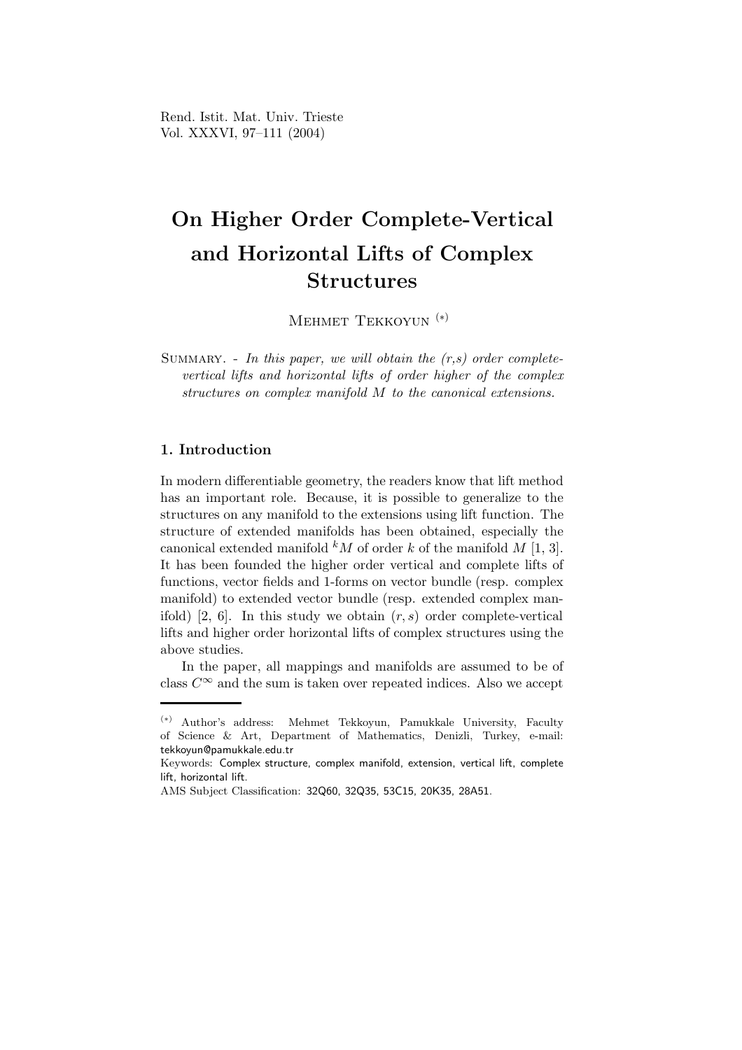# On Higher Order Complete-Vertical and Horizontal Lifts of Complex Structures

Mehmet Tekkoyun [(*)]

Summary. - *In this paper, we will obtain the (r,s) order complete-vertical lifts and horizontal lifts of order higher of the complex structures on complex manifold M to the canonical extensions.*

## 1. Introduction

In modern differentiable geometry, the readers know that lift method has an important role. Because, it is possible to generalize to the structures on any manifold to the extensions using lift function. The structure of extended manifolds has been obtained, especially the canonical extended manifold ${}^kM$ of order $k$ of the manifold $M$ [1, 3]. It has been founded the higher order vertical and complete lifts of functions, vector fields and 1-forms on vector bundle (resp. complex manifold) to extended vector bundle (resp. extended complex manifold) [2, 6]. In this study we obtain $(r, s)$ order complete-vertical lifts and higher order horizontal lifts of complex structures using the above studies.

In the paper, all mappings and manifolds are assumed to be of class $C^\infty$ and the sum is taken over repeated indices. Also we accept

---

[(*)] Author's address: Mehmet Tekkoyun, Pamukkale University, Faculty of Science & Art, Department of Mathematics, Denizli, Turkey, e-mail: tekkoyun@pamukkale.edu.tr

Keywords: Complex structure, complex manifold, extension, vertical lift, complete lift, horizontal lift.

AMS Subject Classification: 32Q60, 32Q35, 53C15, 20K35, 28A51.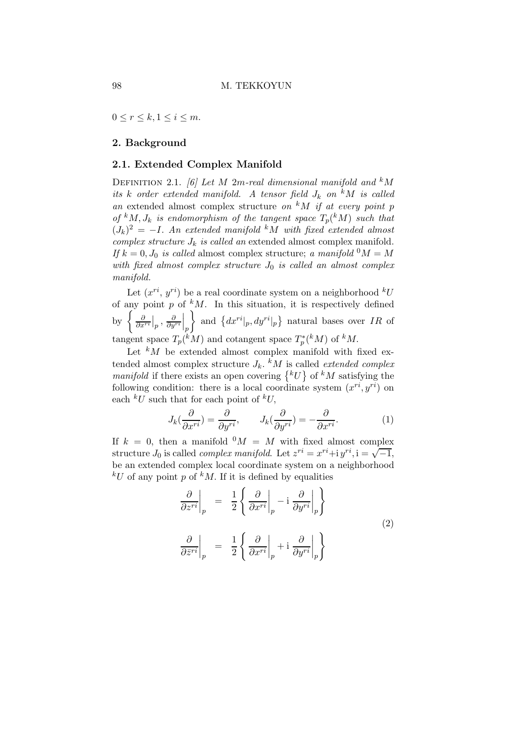$0 \leq r \leq k, 1 \leq i \leq m$.

## 2. Background

### 2.1. Extended Complex Manifold

Definition 2.1. *[6] Let $M$ $2m$-real dimensional manifold and ${}^kM$ its $k$ order extended manifold. A tensor field $J_k$ on ${}^kM$ is called an* extended almost complex structure *on ${}^kM$ if at every point $p$ of ${}^kM, J_k$ is endomorphism of the tangent space $T_p({}^kM)$ such that $(J_k)^2 = -I$. An extended manifold ${}^kM$ with fixed extended almost complex structure $J_k$ is called an* extended almost complex manifold. *If $k = 0, J_0$ is called* almost complex structure; *a manifold ${}^0M = M$ with fixed almost complex structure $J_0$ is called an almost complex manifold.*

Let $(x^{ri}, y^{ri})$ be a real coordinate system on a neighborhood ${}^kU$ of any point $p$ of ${}^kM$. In this situation, it is respectively defined by $\left\{ \frac{\partial}{\partial x^{ri}}\big|_p , \frac{\partial}{\partial y^{ri}}\Big|_p \right\}$ and $\left\{ dx^{ri}|_p, dy^{ri}|_p \right\}$ natural bases over $IR$ of tangent space $T_p({}^kM)$ and cotangent space $T_p^*({}^kM)$ of ${}^kM$.

Let ${}^kM$ be extended almost complex manifold with fixed extended almost complex structure $J_k$. ${}^kM$ is called *extended complex manifold* if there exists an open covering $\left\{ {}^kU \right\}$ of ${}^kM$ satisfying the following condition: there is a local coordinate system $(x^{ri}, y^{ri})$ on each ${}^kU$ such that for each point of ${}^kU$,

$$J_k(\frac{\partial}{\partial x^{ri}}) = \frac{\partial}{\partial y^{ri}}, \qquad J_k(\frac{\partial}{\partial y^{ri}}) = -\frac{\partial}{\partial x^{ri}}. \tag{1}$$

If $k = 0$, then a manifold ${}^0M = M$ with fixed almost complex structure $J_0$ is called *complex manifold*. Let $z^{ri} = x^{ri} + \mathrm{i}\, y^{ri}, \mathrm{i} = \sqrt{-1}$, be an extended complex local coordinate system on a neighborhood ${}^kU$ of any point $p$ of ${}^kM$. If it is defined by equalities

$$\begin{aligned} \frac{\partial}{\partial z^{ri}}\bigg|_p &= \frac{1}{2}\left\{ \frac{\partial}{\partial x^{ri}}\bigg|_p - \mathrm{i}\,\frac{\partial}{\partial y^{ri}}\bigg|_p \right\} \\ \frac{\partial}{\partial \bar{z}^{ri}}\bigg|_p &= \frac{1}{2}\left\{ \frac{\partial}{\partial x^{ri}}\bigg|_p + \mathrm{i}\,\frac{\partial}{\partial y^{ri}}\bigg|_p \right\} \end{aligned} \tag{2}$$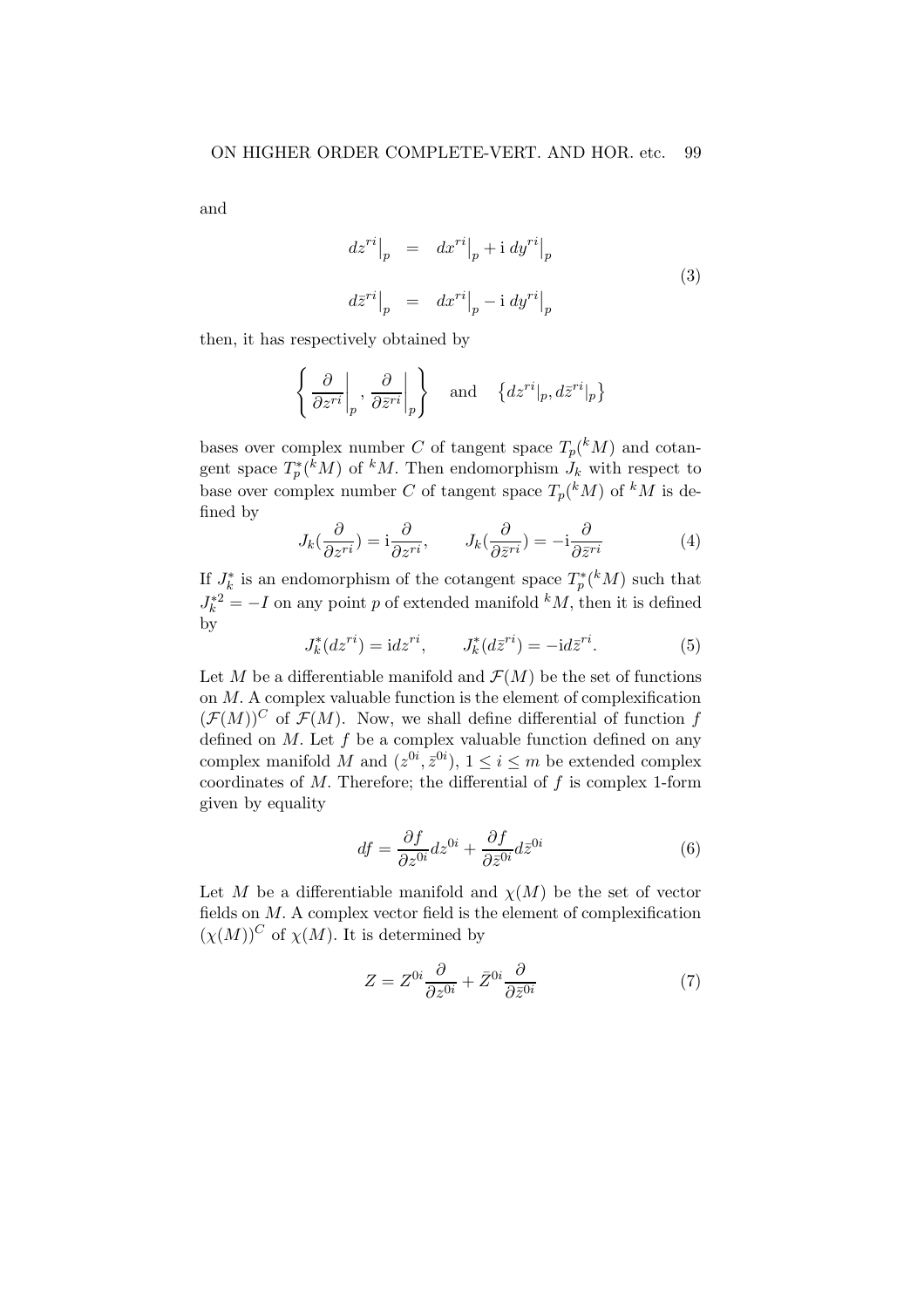and

$$
\begin{aligned}
dz^{ri}\big|_p &= dx^{ri}\big|_p + \mathrm{i}\; dy^{ri}\big|_p \\
d\bar{z}^{ri}\big|_p &= dx^{ri}\big|_p - \mathrm{i}\; dy^{ri}\big|_p
\end{aligned}
\tag{3}
$$

then, it has respectively obtained by

$$
\left\{ \left.\frac{\partial}{\partial z^{ri}}\right|_p , \left.\frac{\partial}{\partial \bar{z}^{ri}}\right|_p \right\} \quad \text{and} \quad \left\{ dz^{ri}|_p, d\bar{z}^{ri}|_p \right\}
$$

bases over complex number $C$ of tangent space $T_p({}^kM)$ and cotangent space $T_p^*({}^kM)$ of ${}^kM$. Then endomorphism $J_k$ with respect to base over complex number $C$ of tangent space $T_p({}^kM)$ of ${}^kM$ is defined by

$$
J_k(\frac{\partial}{\partial z^{ri}}) = \mathrm{i}\frac{\partial}{\partial z^{ri}}, \qquad J_k(\frac{\partial}{\partial \bar{z}^{ri}}) = -\mathrm{i}\frac{\partial}{\partial \bar{z}^{ri}} \tag{4}
$$

If $J_k^*$ is an endomorphism of the cotangent space $T_p^*({}^kM)$ such that $J_k^{*2} = -I$ on any point $p$ of extended manifold ${}^kM$, then it is defined by

$$
J_k^*(dz^{ri}) = \mathrm{i}dz^{ri}, \qquad J_k^*(d\bar{z}^{ri}) = -\mathrm{i}d\bar{z}^{ri}. \tag{5}
$$

Let $M$ be a differentiable manifold and $\mathcal{F}(M)$ be the set of functions on $M$. A complex valuable function is the element of complexification $(\mathcal{F}(M))^C$ of $\mathcal{F}(M)$. Now, we shall define differential of function $f$ defined on $M$. Let $f$ be a complex valuable function defined on any complex manifold $M$ and $(z^{0i}, \bar{z}^{0i})$, $1 \leq i \leq m$ be extended complex coordinates of $M$. Therefore; the differential of $f$ is complex 1-form given by equality

$$
df = \frac{\partial f}{\partial z^{0i}} dz^{0i} + \frac{\partial f}{\partial \bar{z}^{0i}} d\bar{z}^{0i} \tag{6}
$$

Let $M$ be a differentiable manifold and $\chi(M)$ be the set of vector fields on $M$. A complex vector field is the element of complexification $(\chi(M))^C$ of $\chi(M)$. It is determined by

$$
Z = Z^{0i}\frac{\partial}{\partial z^{0i}} + \bar{Z}^{0i}\frac{\partial}{\partial \bar{z}^{0i}} \tag{7}
$$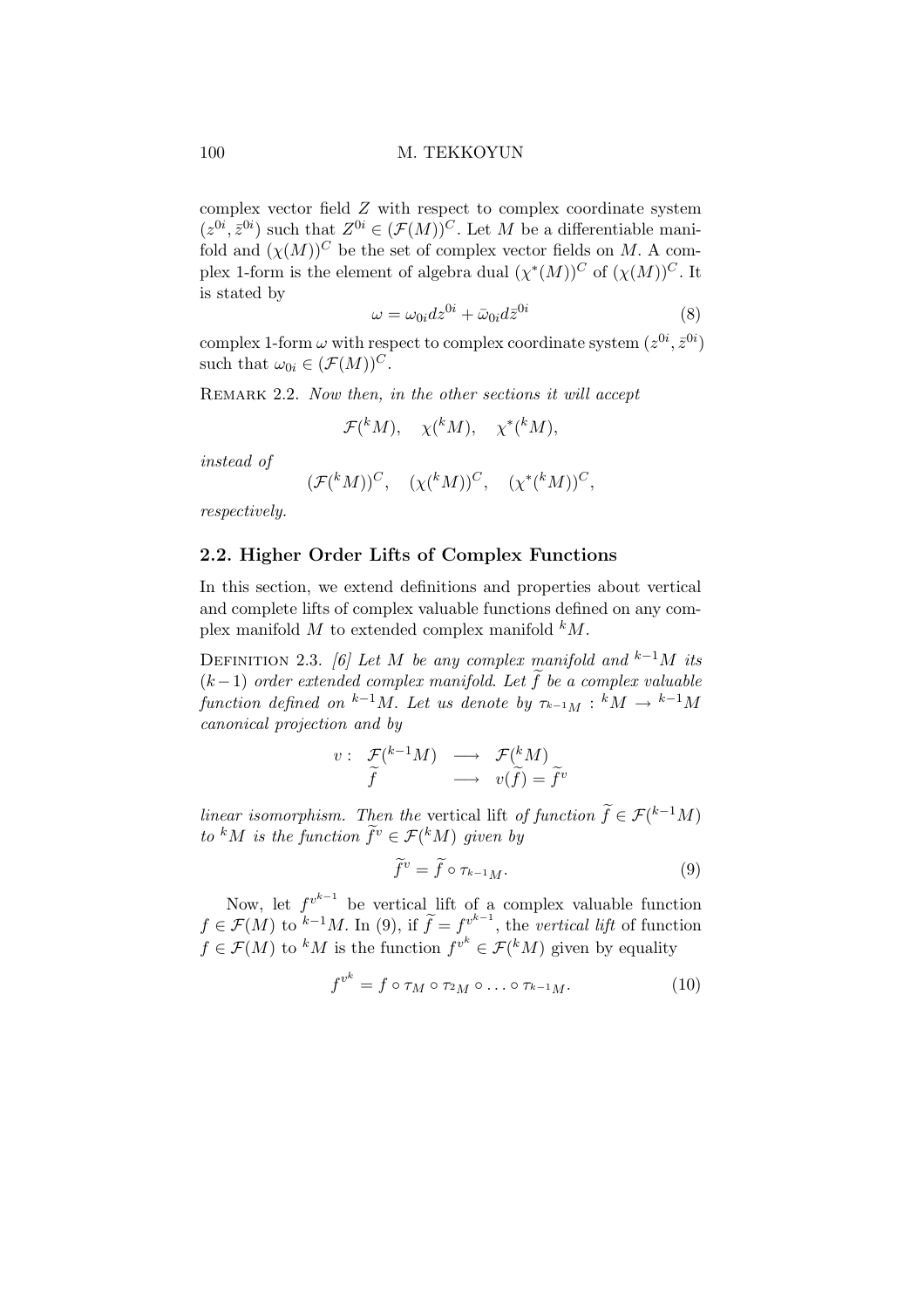complex vector field $Z$ with respect to complex coordinate system $(z^{0i}, \bar{z}^{0i})$ such that $Z^{0i} \in (\mathcal{F}(M))^C$. Let $M$ be a differentiable manifold and $(\chi(M))^C$ be the set of complex vector fields on $M$. A complex 1-form is the element of algebra dual $(\chi^*(M))^C$ of $(\chi(M))^C$. It is stated by

$$\omega = \omega_{0i} dz^{0i} + \bar{\omega}_{0i} d\bar{z}^{0i} \tag{8}$$

complex 1-form $\omega$ with respect to complex coordinate system $(z^{0i}, \bar{z}^{0i})$ such that $\omega_{0i} \in (\mathcal{F}(M))^C$.

Remark 2.2. *Now then, in the other sections it will accept*

$$\mathcal{F}({}^kM), \quad \chi({}^kM), \quad \chi^*({}^kM),$$

*instead of*

$$(\mathcal{F}({}^kM))^C, \quad (\chi({}^kM))^C, \quad (\chi^*({}^kM))^C,$$

*respectively.*

## 2.2. Higher Order Lifts of Complex Functions

In this section, we extend definitions and properties about vertical and complete lifts of complex valuable functions defined on any complex manifold $M$ to extended complex manifold ${}^kM$.

Definition 2.3. *[6] Let $M$ be any complex manifold and ${}^{k-1}M$ its $(k-1)$ order extended complex manifold. Let $\widetilde{f}$ be a complex valuable function defined on ${}^{k-1}M$. Let us denote by $\tau_{{}^{k-1}M} : {}^kM \to {}^{k-1}M$ canonical projection and by*

$$\begin{array}{rccc} v: & \mathcal{F}({}^{k-1}M) & \longrightarrow & \mathcal{F}({}^kM) \\ & \widetilde{f} & \longrightarrow & v(\widetilde{f}) = \widetilde{f}^v \end{array}$$

*linear isomorphism. Then the* vertical lift *of function $\widetilde{f} \in \mathcal{F}({}^{k-1}M)$ to ${}^kM$ is the function $\widetilde{f}^v \in \mathcal{F}({}^kM)$ given by*

$$\widetilde{f}^v = \widetilde{f} \circ \tau_{{}^{k-1}M}. \tag{9}$$

Now, let $f^{v^{k-1}}$ be vertical lift of a complex valuable function $f \in \mathcal{F}(M)$ to ${}^{k-1}M$. In (9), if $\widetilde{f} = f^{v^{k-1}}$, the *vertical lift* of function $f \in \mathcal{F}(M)$ to ${}^kM$ is the function $f^{v^k} \in \mathcal{F}({}^kM)$ given by equality

$$f^{v^k} = f \circ \tau_M \circ \tau_{{}^2M} \circ \ldots \circ \tau_{{}^{k-1}M}. \tag{10}$$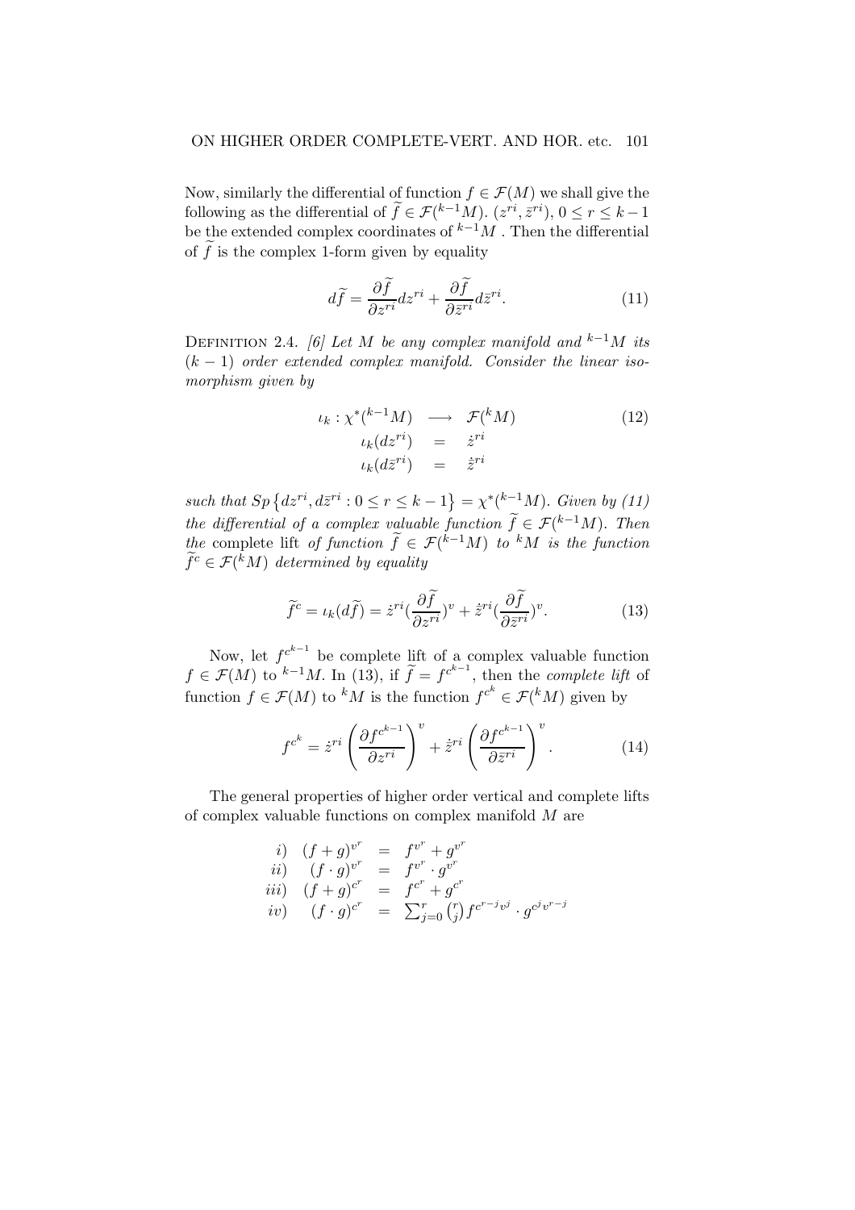Now, similarly the differential of function $f \in \mathcal{F}(M)$ we shall give the following as the differential of $\widetilde{f} \in \mathcal{F}({}^{k-1}M)$. $(z^{ri}, \bar{z}^{ri})$, $0 \leq r \leq k-1$ be the extended complex coordinates of ${}^{k-1}M$ . Then the differential of $\widetilde{f}$ is the complex 1-form given by equality

$$d\widetilde{f} = \frac{\partial \widetilde{f}}{\partial z^{ri}} dz^{ri} + \frac{\partial \widetilde{f}}{\partial \bar{z}^{ri}} d\bar{z}^{ri}. \tag{11}$$

Definition 2.4. *[6] Let $M$ be any complex manifold and ${}^{k-1}M$ its $(k-1)$ order extended complex manifold. Consider the linear isomorphism given by*

$$\begin{aligned} \iota_k : \chi^*({}^{k-1}M) &\longrightarrow \mathcal{F}({}^{k}M) \\ \iota_k(dz^{ri}) &= \dot{z}^{ri} \\ \iota_k(d\bar{z}^{ri}) &= \dot{\bar{z}}^{ri} \end{aligned} \tag{12}$$

*such that $Sp\left\{dz^{ri}, d\bar{z}^{ri} : 0 \leq r \leq k-1\right\} = \chi^*({}^{k-1}M)$. Given by (11) the differential of a complex valuable function $\widetilde{f} \in \mathcal{F}({}^{k-1}M)$. Then the* complete lift *of function $\widetilde{f} \in \mathcal{F}({}^{k-1}M)$ to ${}^{k}M$ is the function $\widetilde{f}^c \in \mathcal{F}({}^{k}M)$ determined by equality*

$$\widetilde{f}^c = \iota_k(d\widetilde{f}) = \dot{z}^{ri}\left(\frac{\partial \widetilde{f}}{\partial z^{ri}}\right)^v + \dot{\bar{z}}^{ri}\left(\frac{\partial \widetilde{f}}{\partial \bar{z}^{ri}}\right)^v. \tag{13}$$

Now, let $f^{c^{k-1}}$ be complete lift of a complex valuable function $f \in \mathcal{F}(M)$ to ${}^{k-1}M$. In (13), if $\widetilde{f} = f^{c^{k-1}}$, then the *complete lift* of function $f \in \mathcal{F}(M)$ to ${}^{k}M$ is the function $f^{c^k} \in \mathcal{F}({}^{k}M)$ given by

$$f^{c^k} = \dot{z}^{ri}\left(\frac{\partial f^{c^{k-1}}}{\partial z^{ri}}\right)^v + \dot{\bar{z}}^{ri}\left(\frac{\partial f^{c^{k-1}}}{\partial \bar{z}^{ri}}\right)^v. \tag{14}$$

The general properties of higher order vertical and complete lifts of complex valuable functions on complex manifold $M$ are

$$\begin{aligned} i) \quad (f+g)^{v^r} &= f^{v^r} + g^{v^r} \\ ii) \quad (f \cdot g)^{v^r} &= f^{v^r} \cdot g^{v^r} \\ iii) \quad (f+g)^{c^r} &= f^{c^r} + g^{c^r} \\ iv) \quad (f \cdot g)^{c^r} &= \sum_{j=0}^{r} \binom{r}{j} f^{c^{r-j}v^j} \cdot g^{c^j v^{r-j}} \end{aligned}$$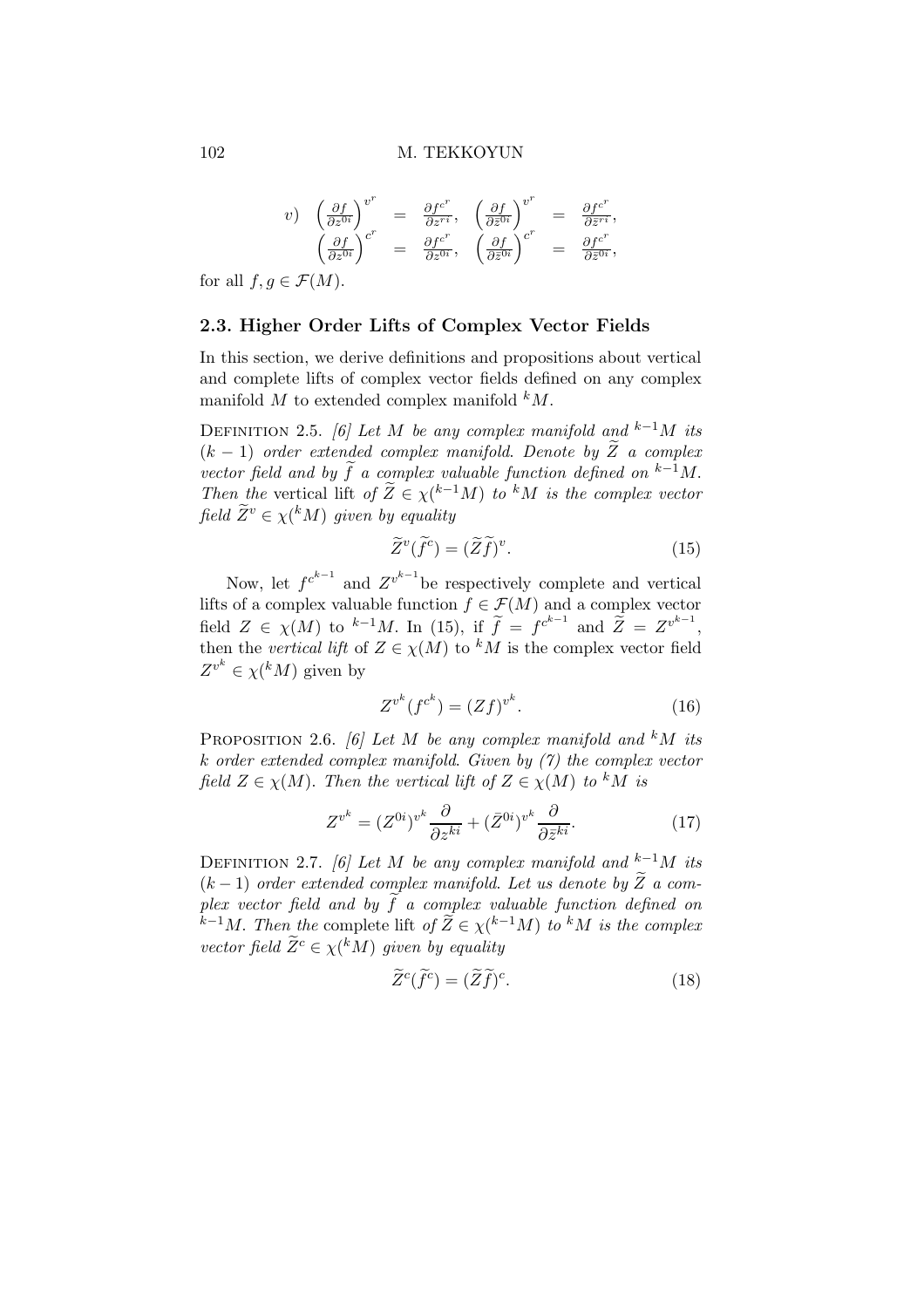$$
v) \quad \left(\frac{\partial f}{\partial z^{0i}}\right)^{v^r} = \frac{\partial f^{c^r}}{\partial z^{ri}}, \quad \left(\frac{\partial f}{\partial \bar{z}^{0i}}\right)^{v^r} = \frac{\partial f^{c^r}}{\partial \bar{z}^{ri}},
$$

$$
\left(\frac{\partial f}{\partial z^{0i}}\right)^{c^r} = \frac{\partial f^{c^r}}{\partial z^{0i}}, \quad \left(\frac{\partial f}{\partial \bar{z}^{0i}}\right)^{c^r} = \frac{\partial f^{c^r}}{\partial \bar{z}^{0i}},
$$

for all $f, g \in \mathcal{F}(M)$.

### 2.3. Higher Order Lifts of Complex Vector Fields

In this section, we derive definitions and propositions about vertical and complete lifts of complex vector fields defined on any complex manifold $M$ to extended complex manifold ${}^kM$.

Definition 2.5. *[6] Let $M$ be any complex manifold and ${}^{k-1}M$ its $(k-1)$ order extended complex manifold. Denote by $\widetilde{Z}$ a complex vector field and by $\widetilde{f}$ a complex valuable function defined on ${}^{k-1}M$. Then the* vertical lift *of $\widetilde{Z} \in \chi({}^{k-1}M)$ to ${}^kM$ is the complex vector field $\widetilde{Z}^v \in \chi({}^kM)$ given by equality*

$$
\widetilde{Z}^v(\widetilde{f}^c) = (\widetilde{Z}\widetilde{f})^v. \tag{15}
$$

Now, let $f^{c^{k-1}}$ and $Z^{v^{k-1}}$be respectively complete and vertical lifts of a complex valuable function $f \in \mathcal{F}(M)$ and a complex vector field $Z \in \chi(M)$ to ${}^{k-1}M$. In (15), if $\widetilde{f} = f^{c^{k-1}}$ and $\widetilde{Z} = Z^{v^{k-1}}$, then the *vertical lift* of $Z \in \chi(M)$ to ${}^kM$ is the complex vector field $Z^{v^k} \in \chi({}^kM)$ given by

$$
Z^{v^k}(f^{c^k}) = (Zf)^{v^k}. \tag{16}
$$

Proposition 2.6. *[6] Let $M$ be any complex manifold and ${}^kM$ its $k$ order extended complex manifold. Given by (7) the complex vector field $Z \in \chi(M)$. Then the vertical lift of $Z \in \chi(M)$ to ${}^kM$ is*

$$
Z^{v^k} = (Z^{0i})^{v^k}\frac{\partial}{\partial z^{ki}} + (\bar{Z}^{0i})^{v^k}\frac{\partial}{\partial \bar{z}^{ki}}. \tag{17}
$$

Definition 2.7. *[6] Let $M$ be any complex manifold and ${}^{k-1}M$ its $(k-1)$ order extended complex manifold. Let us denote by $\widetilde{Z}$ a complex vector field and by $\widetilde{f}$ a complex valuable function defined on ${}^{k-1}M$. Then the* complete lift *of $\widetilde{Z} \in \chi({}^{k-1}M)$ to ${}^kM$ is the complex vector field $\widetilde{Z}^c \in \chi({}^kM)$ given by equality*

$$
\widetilde{Z}^c(\widetilde{f}^c) = (\widetilde{Z}\widetilde{f})^c. \tag{18}
$$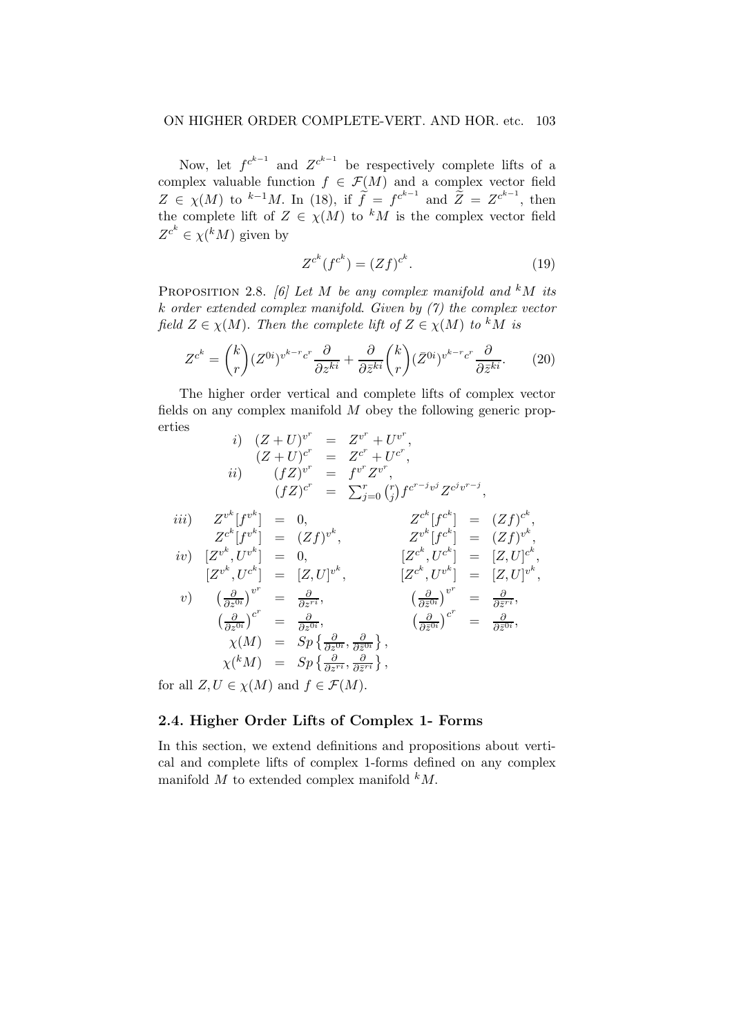Now, let $f^{c^{k-1}}$ and $Z^{c^{k-1}}$ be respectively complete lifts of a complex valuable function $f \in \mathcal{F}(M)$ and a complex vector field $Z \in \chi(M)$ to ${}^{k-1}M$. In (18), if $\widetilde{f} = f^{c^{k-1}}$ and $\widetilde{Z} = Z^{c^{k-1}}$, then the complete lift of $Z \in \chi(M)$ to ${}^{k}M$ is the complex vector field $Z^{c^k} \in \chi({}^kM)$ given by

$$Z^{c^k}(f^{c^k}) = (Zf)^{c^k}. \tag{19}$$

Proposition 2.8. *[6] Let $M$ be any complex manifold and ${}^kM$ its $k$ order extended complex manifold. Given by (7) the complex vector field $Z \in \chi(M)$. Then the complete lift of $Z \in \chi(M)$ to ${}^kM$ is*

$$Z^{c^k} = \binom{k}{r}(Z^{0i})^{v^{k-r}c^r}\frac{\partial}{\partial z^{ki}} + \frac{\partial}{\partial \bar{z}^{ki}}\binom{k}{r}(\bar{Z}^{0i})^{v^{k-r}c^r}\frac{\partial}{\partial \bar{z}^{ki}}. \tag{20}$$

The higher order vertical and complete lifts of complex vector fields on any complex manifold $M$ obey the following generic properties

$$
\begin{array}{llcl}
i) & (Z+U)^{v^r} & = & Z^{v^r} + U^{v^r}, \\
 & (Z+U)^{c^r} & = & Z^{c^r} + U^{c^r}, \\
ii) & (fZ)^{v^r} & = & f^{v^r}Z^{v^r}, \\
 & (fZ)^{c^r} & = & \sum_{j=0}^{r}\binom{r}{j} f^{c^{r-j}v^j} Z^{c^j v^{r-j}},
\end{array}
$$

$$
\begin{array}{llcllcl}
iii) & Z^{v^k}[f^{v^k}] & = & 0, & Z^{c^k}[f^{c^k}] & = & (Zf)^{c^k}, \\
 & Z^{c^k}[f^{v^k}] & = & (Zf)^{v^k}, & Z^{v^k}[f^{c^k}] & = & (Zf)^{v^k}, \\
iv) & [Z^{v^k}, U^{v^k}] & = & 0, & [Z^{c^k}, U^{c^k}] & = & [Z,U]^{c^k}, \\
 & [Z^{v^k}, U^{c^k}] & = & [Z,U]^{v^k}, & [Z^{c^k}, U^{v^k}] & = & [Z,U]^{v^k}, \\
v) & \left(\frac{\partial}{\partial z^{0i}}\right)^{v^r} & = & \frac{\partial}{\partial z^{ri}}, & \left(\frac{\partial}{\partial \bar{z}^{0i}}\right)^{v^r} & = & \frac{\partial}{\partial \bar{z}^{ri}}, \\
 & \left(\frac{\partial}{\partial z^{0i}}\right)^{c^r} & = & \frac{\partial}{\partial z^{0i}}, & \left(\frac{\partial}{\partial \bar{z}^{0i}}\right)^{c^r} & = & \frac{\partial}{\partial \bar{z}^{0i}}, \\
 & \chi(M) & = & Sp\left\{\frac{\partial}{\partial z^{0i}}, \frac{\partial}{\partial \bar{z}^{0i}}\right\}, & & & \\
 & \chi({}^kM) & = & Sp\left\{\frac{\partial}{\partial z^{ri}}, \frac{\partial}{\partial \bar{z}^{ri}}\right\}, & & &
\end{array}
$$

for all $Z, U \in \chi(M)$ and $f \in \mathcal{F}(M)$.

## 2.4. Higher Order Lifts of Complex 1- Forms

In this section, we extend definitions and propositions about vertical and complete lifts of complex 1-forms defined on any complex manifold $M$ to extended complex manifold ${}^kM$.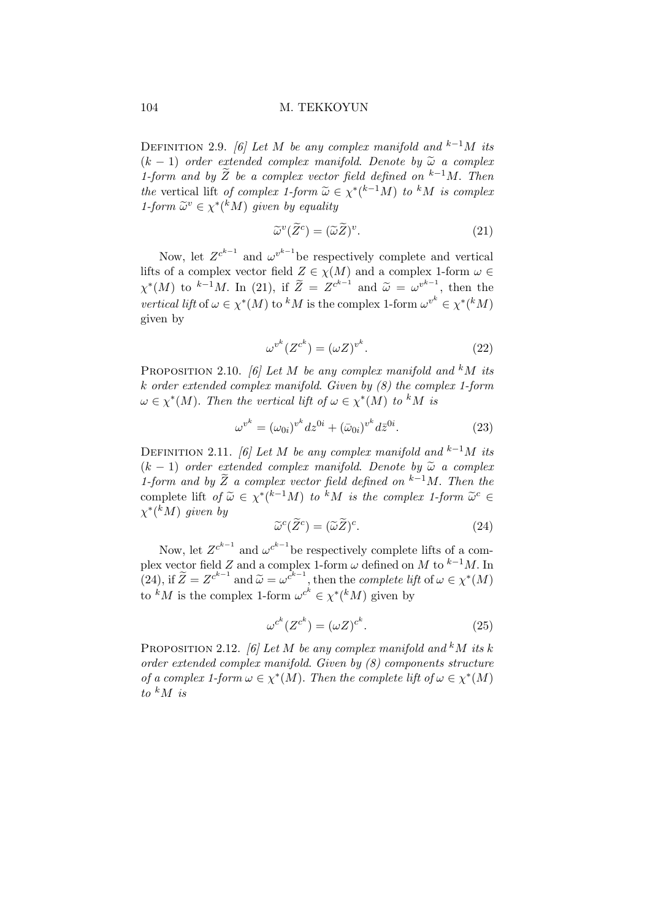**Definition 2.9.** *[6] Let $M$ be any complex manifold and ${}^{k-1}M$ its $(k-1)$ order extended complex manifold. Denote by $\widetilde{\omega}$ a complex 1-form and by $\widetilde{Z}$ be a complex vector field defined on ${}^{k-1}M$. Then the* vertical lift *of complex 1-form $\widetilde{\omega} \in \chi^*({}^{k-1}M)$ to ${}^{k}M$ is complex 1-form $\widetilde{\omega}^v \in \chi^*({}^{k}M)$ given by equality*

$$\widetilde{\omega}^v(\widetilde{Z}^c) = (\widetilde{\omega}\widetilde{Z})^v. \tag{21}$$

Now, let $Z^{c^{k-1}}$ and $\omega^{v^{k-1}}$ be respectively complete and vertical lifts of a complex vector field $Z \in \chi(M)$ and a complex 1-form $\omega \in \chi^*(M)$ to ${}^{k-1}M$. In (21), if $\widetilde{Z} = Z^{c^{k-1}}$ and $\widetilde{\omega} = \omega^{v^{k-1}}$, then the *vertical lift* of $\omega \in \chi^*(M)$ to ${}^{k}M$ is the complex 1-form $\omega^{v^k} \in \chi^*({}^{k}M)$ given by

$$\omega^{v^k}(Z^{c^k}) = (\omega Z)^{v^k}. \tag{22}$$

**Proposition 2.10.** *[6] Let $M$ be any complex manifold and ${}^{k}M$ its $k$ order extended complex manifold. Given by (8) the complex 1-form $\omega \in \chi^*(M)$. Then the vertical lift of $\omega \in \chi^*(M)$ to ${}^{k}M$ is*

$$\omega^{v^k} = (\omega_{0i})^{v^k} dz^{0i} + (\bar{\omega}_{0i})^{v^k} d\bar{z}^{0i}. \tag{23}$$

**Definition 2.11.** *[6] Let $M$ be any complex manifold and ${}^{k-1}M$ its $(k-1)$ order extended complex manifold. Denote by $\widetilde{\omega}$ a complex 1-form and by $\widetilde{Z}$ a complex vector field defined on ${}^{k-1}M$. Then the* complete lift *of $\widetilde{\omega} \in \chi^*({}^{k-1}M)$ to ${}^{k}M$ is the complex 1-form $\widetilde{\omega}^c \in \chi^*({}^{k}M)$ given by*

$$\widetilde{\omega}^c(\widetilde{Z}^c) = (\widetilde{\omega}\widetilde{Z})^c. \tag{24}$$

Now, let $Z^{c^{k-1}}$ and $\omega^{c^{k-1}}$ be respectively complete lifts of a complex vector field $Z$ and a complex 1-form $\omega$ defined on $M$ to ${}^{k-1}M$. In (24), if $\widetilde{Z} = Z^{c^{k-1}}$ and $\widetilde{\omega} = \omega^{c^{k-1}}$, then the *complete lift* of $\omega \in \chi^*(M)$ to ${}^{k}M$ is the complex 1-form $\omega^{c^k} \in \chi^*({}^{k}M)$ given by

$$\omega^{c^k}(Z^{c^k}) = (\omega Z)^{c^k}. \tag{25}$$

**Proposition 2.12.** *[6] Let $M$ be any complex manifold and ${}^{k}M$ its $k$ order extended complex manifold. Given by (8) components structure of a complex 1-form $\omega \in \chi^*(M)$. Then the complete lift of $\omega \in \chi^*(M)$ to ${}^{k}M$ is*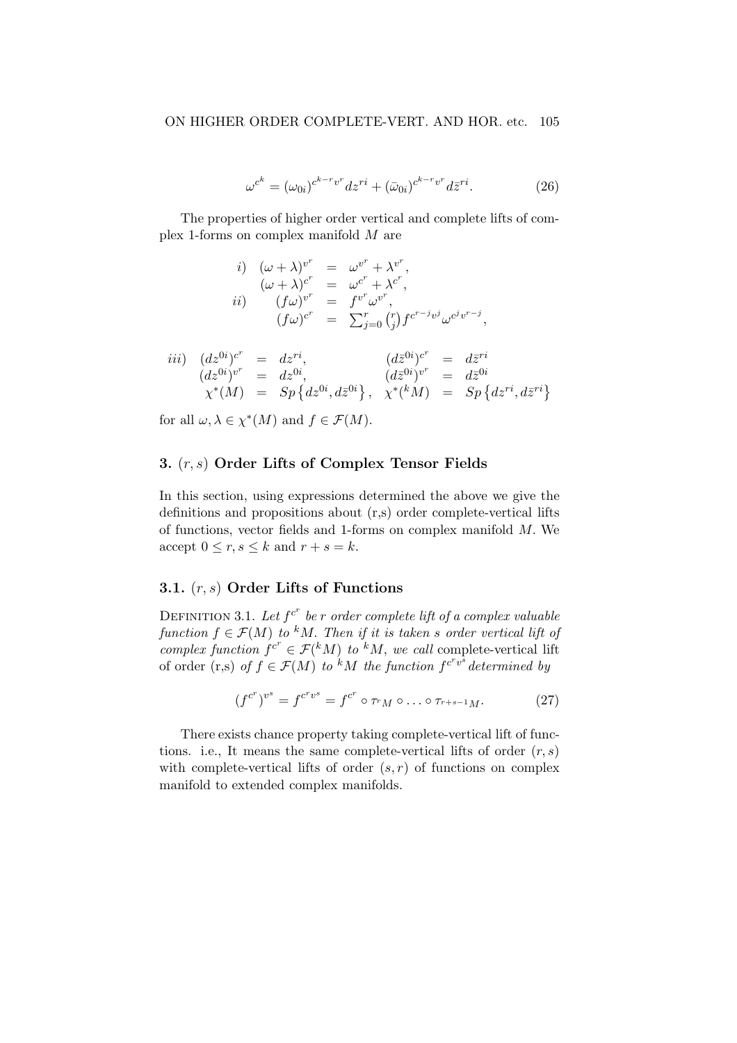$$\omega^{c^k} = (\omega_{0i})^{c^{k-r}v^r} dz^{ri} + (\bar{\omega}_{0i})^{c^{k-r}v^r} d\bar{z}^{ri}. \tag{26}$$

The properties of higher order vertical and complete lifts of complex 1-forms on complex manifold $M$ are

$$\begin{array}{rrcl}
i) & (\omega+\lambda)^{v^r} & = & \omega^{v^r} + \lambda^{v^r}, \\
 & (\omega+\lambda)^{c^r} & = & \omega^{c^r} + \lambda^{c^r}, \\
ii) & (f\omega)^{v^r} & = & f^{v^r}\omega^{v^r}, \\
 & (f\omega)^{c^r} & = & \sum_{j=0}^{r}\binom{r}{j} f^{c^{r-j}v^j}\omega^{c^j v^{r-j}},
\end{array}$$

$$\begin{array}{rrclrcl}
iii) & (dz^{0i})^{c^r} & = & dz^{ri}, & (d\bar{z}^{0i})^{c^r} & = & d\bar{z}^{ri} \\
 & (dz^{0i})^{v^r} & = & dz^{0i}, & (d\bar{z}^{0i})^{v^r} & = & d\bar{z}^{0i} \\
 & \chi^*(M) & = & Sp\left\{dz^{0i}, d\bar{z}^{0i}\right\}, & \chi^*({}^kM) & = & Sp\left\{dz^{ri}, d\bar{z}^{ri}\right\}
\end{array}$$

for all $\omega, \lambda \in \chi^*(M)$ and $f \in \mathcal{F}(M)$.

## 3. $(r, s)$ Order Lifts of Complex Tensor Fields

In this section, using expressions determined the above we give the definitions and propositions about (r,s) order complete-vertical lifts of functions, vector fields and 1-forms on complex manifold $M$. We accept $0 \leq r, s \leq k$ and $r + s = k$.

### 3.1. $(r, s)$ Order Lifts of Functions

Definition 3.1. *Let $f^{c^r}$ be $r$ order complete lift of a complex valuable function $f \in \mathcal{F}(M)$ to ${}^kM$. Then if it is taken $s$ order vertical lift of complex function $f^{c^r} \in \mathcal{F}({}^kM)$ to ${}^kM$, we call* complete-vertical lift of order (r,s) *of $f \in \mathcal{F}(M)$ to ${}^kM$ the function $f^{c^r v^s}$ determined by*

$$(f^{c^r})^{v^s} = f^{c^r v^s} = f^{c^r} \circ \tau_{{}^rM} \circ \ldots \circ \tau_{{}^{r+s-1}M}. \tag{27}$$

There exists chance property taking complete-vertical lift of functions. i.e., It means the same complete-vertical lifts of order $(r, s)$ with complete-vertical lifts of order $(s, r)$ of functions on complex manifold to extended complex manifolds.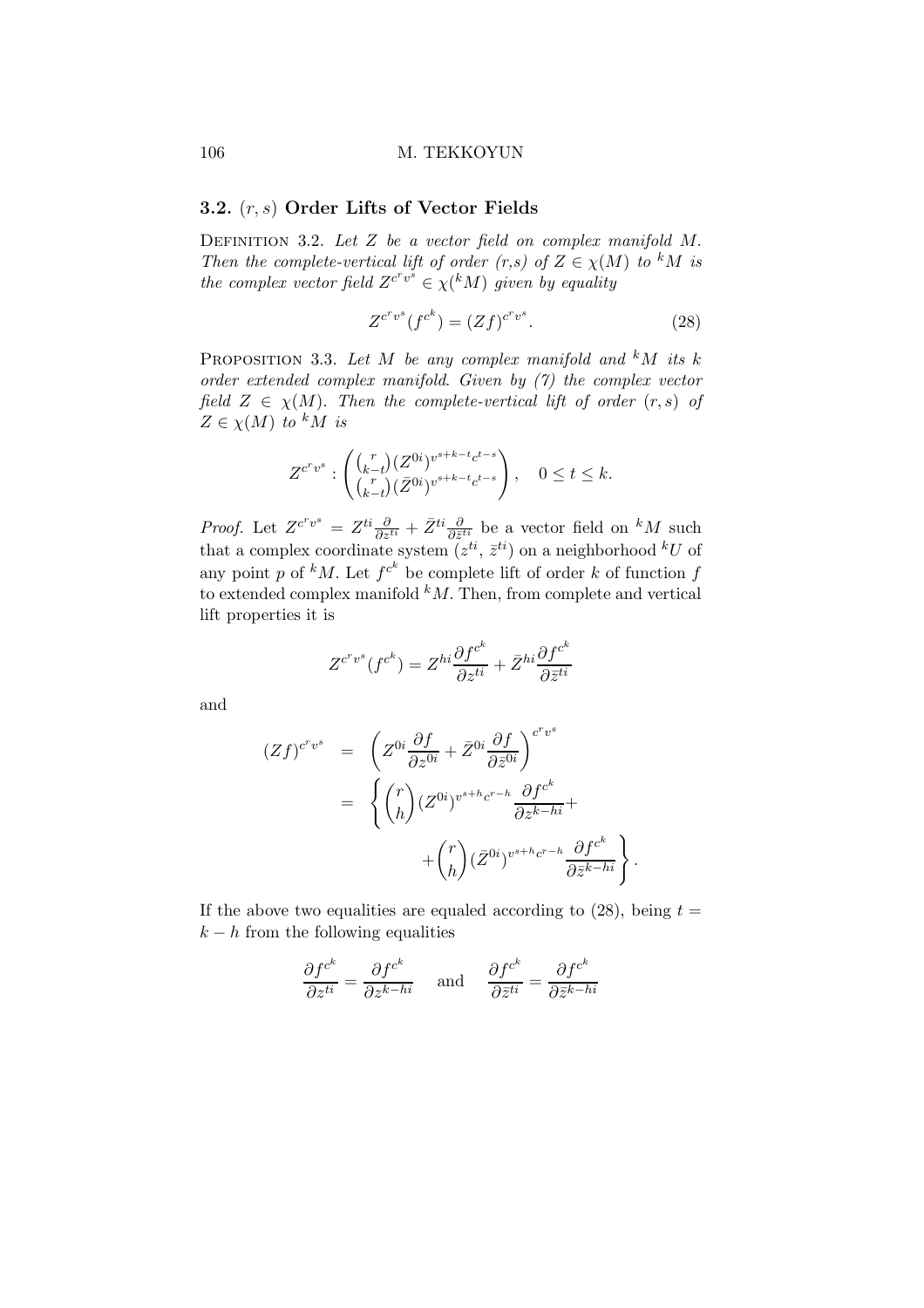### 3.2. $(r,s)$ Order Lifts of Vector Fields

Definition 3.2. *Let $Z$ be a vector field on complex manifold $M$. Then the complete-vertical lift of order (r,s) of $Z \in \chi(M)$ to ${}^kM$ is the complex vector field $Z^{c^r v^s} \in \chi({}^kM)$ given by equality*

$$Z^{c^r v^s}(f^{c^k}) = (Zf)^{c^r v^s}. \tag{28}$$

Proposition 3.3. *Let $M$ be any complex manifold and ${}^kM$ its $k$ order extended complex manifold. Given by (7) the complex vector field $Z \in \chi(M)$. Then the complete-vertical lift of order $(r,s)$ of $Z \in \chi(M)$ to ${}^kM$ is*

$$Z^{c^r v^s} : \begin{pmatrix} \binom{r}{k-t}(Z^{0i})^{v^{s+k-t}c^{t-s}} \\ \binom{r}{k-t}(\bar{Z}^{0i})^{v^{s+k-t}c^{t-s}} \end{pmatrix}, \quad 0 \leq t \leq k.$$

*Proof.* Let $Z^{c^r v^s} = Z^{ti}\frac{\partial}{\partial z^{ti}} + \bar{Z}^{ti}\frac{\partial}{\partial \bar{z}^{ti}}$ be a vector field on ${}^kM$ such that a complex coordinate system $(z^{ti}, \bar{z}^{ti})$ on a neighborhood ${}^kU$ of any point $p$ of ${}^kM$. Let $f^{c^k}$ be complete lift of order $k$ of function $f$ to extended complex manifold ${}^kM$. Then, from complete and vertical lift properties it is

$$Z^{c^r v^s}(f^{c^k}) = Z^{hi}\frac{\partial f^{c^k}}{\partial z^{ti}} + \bar{Z}^{hi}\frac{\partial f^{c^k}}{\partial \bar{z}^{ti}}$$

and

$$\begin{aligned}
(Zf)^{c^r v^s} &= \left(Z^{0i}\frac{\partial f}{\partial z^{0i}} + \bar{Z}^{0i}\frac{\partial f}{\partial \bar{z}^{0i}}\right)^{c^r v^s} \\
&= \left\{\binom{r}{h}(Z^{0i})^{v^{s+h}c^{r-h}}\frac{\partial f^{c^k}}{\partial z^{k-hi}} + \right. \\
&\qquad \left. + \binom{r}{h}(\bar{Z}^{0i})^{v^{s+h}c^{r-h}}\frac{\partial f^{c^k}}{\partial \bar{z}^{k-hi}}\right\}.
\end{aligned}$$

If the above two equalities are equaled according to (28), being $t = k - h$ from the following equalities

$$\frac{\partial f^{c^k}}{\partial z^{ti}} = \frac{\partial f^{c^k}}{\partial z^{k-hi}} \quad \text{and} \quad \frac{\partial f^{c^k}}{\partial \bar{z}^{ti}} = \frac{\partial f^{c^k}}{\partial \bar{z}^{k-hi}}$$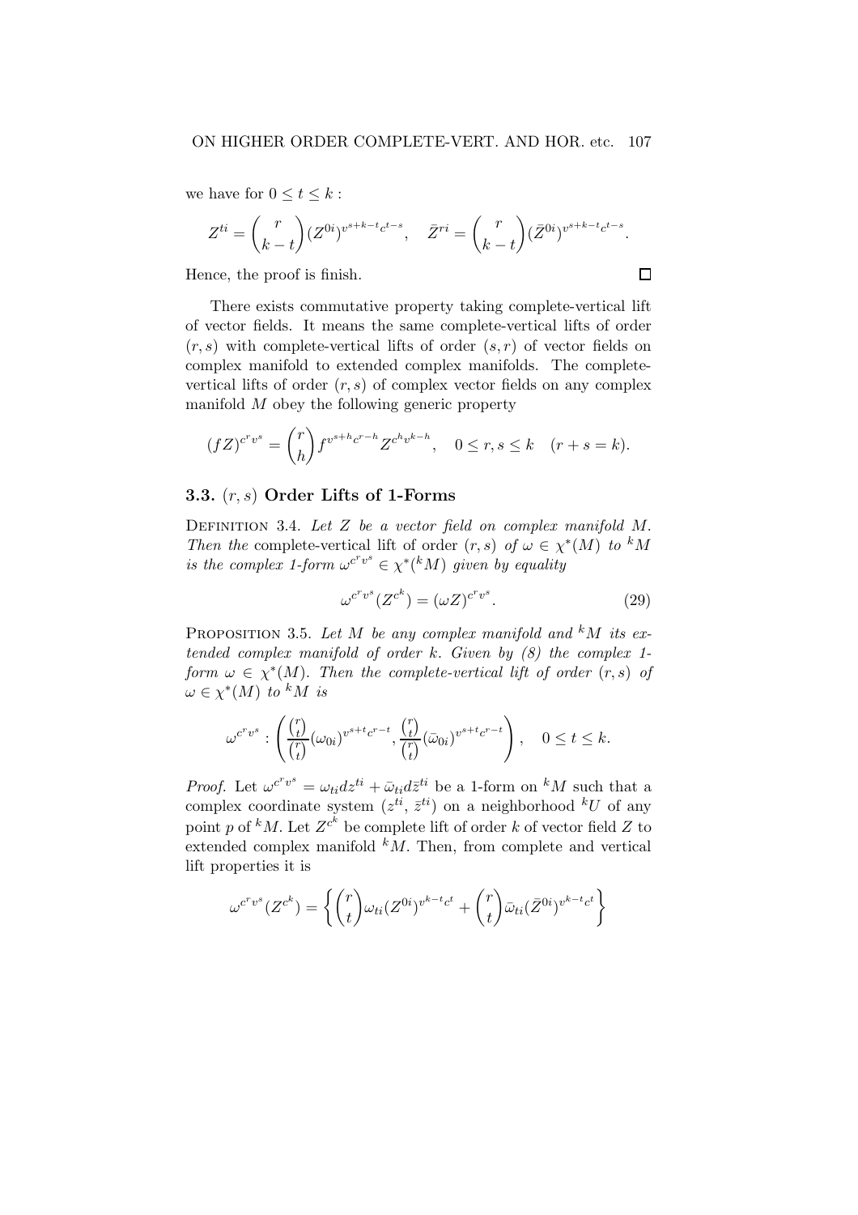we have for $0 \leq t \leq k$ :

$$Z^{ti} = \binom{r}{k-t} (Z^{0i})^{v^{s+k-t}c^{t-s}}, \quad \bar{Z}^{ri} = \binom{r}{k-t} (\bar{Z}^{0i})^{v^{s+k-t}c^{t-s}}.$$

Hence, the proof is finish. □

There exists commutative property taking complete-vertical lift of vector fields. It means the same complete-vertical lifts of order $(r, s)$ with complete-vertical lifts of order $(s, r)$ of vector fields on complex manifold to extended complex manifolds. The complete-vertical lifts of order $(r, s)$ of complex vector fields on any complex manifold $M$ obey the following generic property

$$(fZ)^{c^r v^s} = \binom{r}{h} f^{v^{s+h}c^{r-h}} Z^{c^h v^{k-h}}, \quad 0 \leq r, s \leq k \quad (r + s = k).$$

### 3.3. $(r, s)$ Order Lifts of 1-Forms

Definition 3.4. *Let $Z$ be a vector field on complex manifold $M$. Then the* complete-vertical lift of order $(r, s)$ *of $\omega \in \chi^*(M)$ to ${}^kM$ is the complex 1-form $\omega^{c^r v^s} \in \chi^*({}^kM)$ given by equality*

$$\omega^{c^r v^s}(Z^{c^k}) = (\omega Z)^{c^r v^s}. \tag{29}$$

Proposition 3.5. *Let $M$ be any complex manifold and ${}^kM$ its extended complex manifold of order $k$. Given by (8) the complex 1-form $\omega \in \chi^*(M)$. Then the complete-vertical lift of order $(r, s)$ of $\omega \in \chi^*(M)$ to ${}^kM$ is*

$$\omega^{c^r v^s} : \left( \frac{\binom{r}{t}}{\binom{r}{t}} (\omega_{0i})^{v^{s+t}c^{r-t}}, \frac{\binom{r}{t}}{\binom{r}{t}} (\bar{\omega}_{0i})^{v^{s+t}c^{r-t}} \right), \quad 0 \leq t \leq k.$$

*Proof.* Let $\omega^{c^r v^s} = \omega_{ti} dz^{ti} + \bar{\omega}_{ti} d\bar{z}^{ti}$ be a 1-form on ${}^kM$ such that a complex coordinate system $(z^{ti}, \bar{z}^{ti})$ on a neighborhood ${}^kU$ of any point $p$ of ${}^kM$. Let $Z^{c^k}$ be complete lift of order $k$ of vector field $Z$ to extended complex manifold ${}^kM$. Then, from complete and vertical lift properties it is

$$\omega^{c^r v^s}(Z^{c^k}) = \left\{ \binom{r}{t} \omega_{ti} (Z^{0i})^{v^{k-t}c^t} + \binom{r}{t} \bar{\omega}_{ti} (\bar{Z}^{0i})^{v^{k-t}c^t} \right\}$$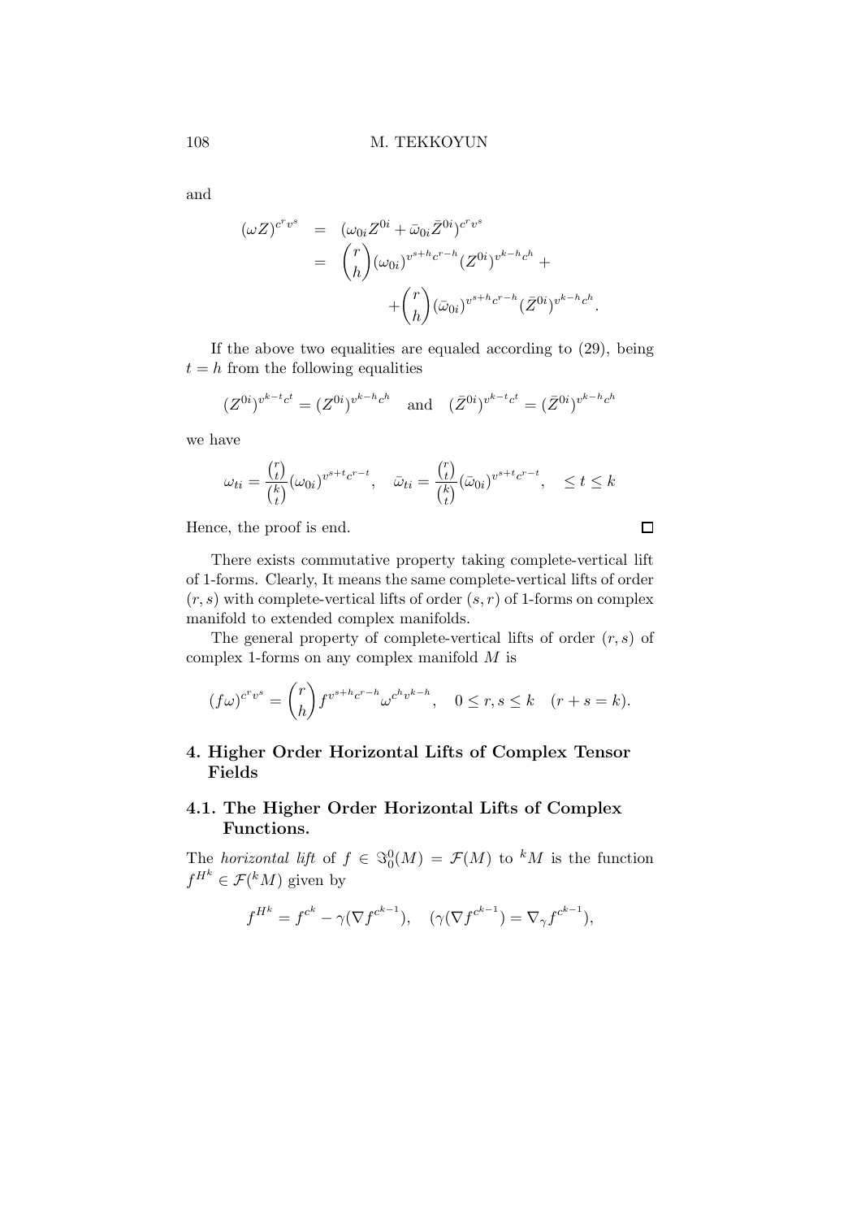and

$$
\begin{aligned}
(\omega Z)^{c^r v^s} &= (\omega_{0i} Z^{0i} + \bar{\omega}_{0i} \bar{Z}^{0i})^{c^r v^s} \\
&= \binom{r}{h} (\omega_{0i})^{v^{s+h} c^{r-h}} (Z^{0i})^{v^{k-h} c^h} + \\
&\quad + \binom{r}{h} (\bar{\omega}_{0i})^{v^{s+h} c^{r-h}} (\bar{Z}^{0i})^{v^{k-h} c^h}.
\end{aligned}
$$

If the above two equalities are equaled according to (29), being $t = h$ from the following equalities

$$
(Z^{0i})^{v^{k-t} c^t} = (Z^{0i})^{v^{k-h} c^h} \quad \text{and} \quad (\bar{Z}^{0i})^{v^{k-t} c^t} = (\bar{Z}^{0i})^{v^{k-h} c^h}
$$

we have

$$
\omega_{ti} = \frac{\binom{r}{t}}{\binom{k}{t}} (\omega_{0i})^{v^{s+t} c^{r-t}}, \quad \bar{\omega}_{ti} = \frac{\binom{r}{t}}{\binom{k}{t}} (\bar{\omega}_{0i})^{v^{s+t} c^{r-t}}, \quad \leq t \leq k
$$

Hence, the proof is end. □

There exists commutative property taking complete-vertical lift of 1-forms. Clearly, It means the same complete-vertical lifts of order $(r, s)$ with complete-vertical lifts of order $(s, r)$ of 1-forms on complex manifold to extended complex manifolds.

The general property of complete-vertical lifts of order $(r, s)$ of complex 1-forms on any complex manifold $M$ is

$$
(f\omega)^{c^r v^s} = \binom{r}{h} f^{v^{s+h} c^{r-h}} \omega^{c^h v^{k-h}}, \quad 0 \leq r, s \leq k \quad (r + s = k).
$$

## 4. Higher Order Horizontal Lifts of Complex Tensor Fields

### 4.1. The Higher Order Horizontal Lifts of Complex Functions.

The *horizontal lift* of $f \in \Im_0^0(M) = \mathcal{F}(M)$ to ${}^kM$ is the function $f^{H^k} \in \mathcal{F}({}^kM)$ given by

$$
f^{H^k} = f^{c^k} - \gamma(\nabla f^{c^{k-1}}), \quad (\gamma(\nabla f^{c^{k-1}}) = \nabla_\gamma f^{c^{k-1}}),
$$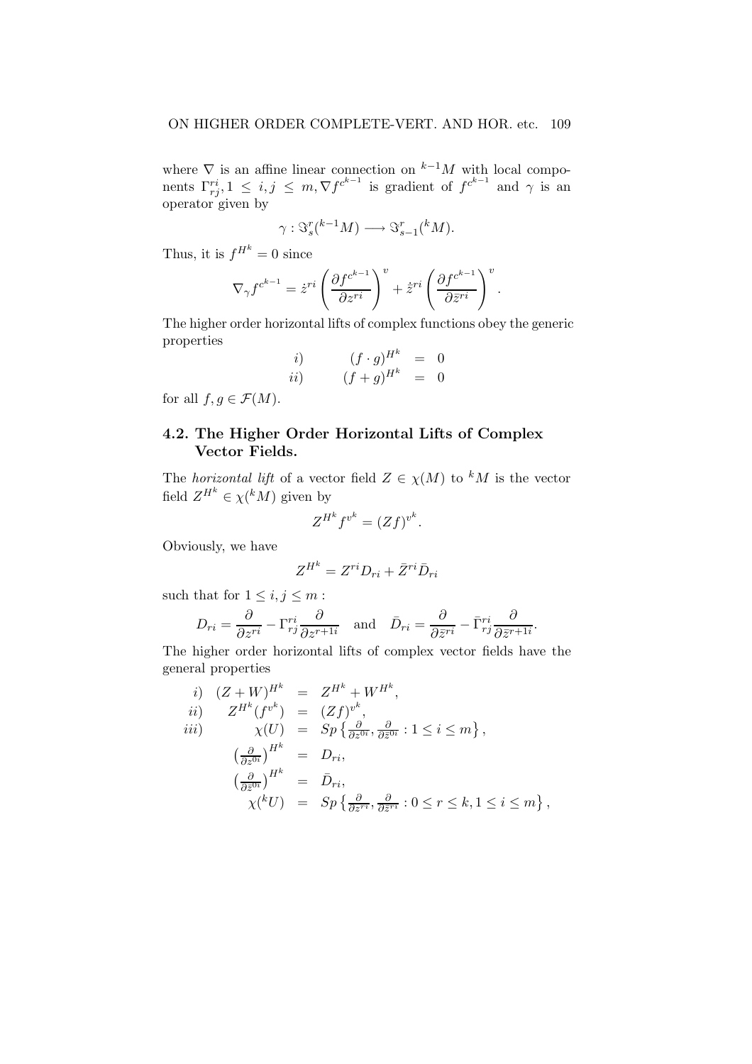where $\nabla$ is an affine linear connection on ${}^{k-1}M$ with local components $\Gamma^{ri}_{rj}, 1 \leq i,j \leq m, \nabla f^{c^{k-1}}$ is gradient of $f^{c^{k-1}}$ and $\gamma$ is an operator given by

$$\gamma : \Im^r_s({}^{k-1}M) \longrightarrow \Im^r_{s-1}({}^kM).$$

Thus, it is $f^{H^k} = 0$ since

$$\nabla_\gamma f^{c^{k-1}} = \dot{z}^{ri} \left( \frac{\partial f^{c^{k-1}}}{\partial z^{ri}} \right)^v + \dot{\bar{z}}^{ri} \left( \frac{\partial f^{c^{k-1}}}{\partial \bar{z}^{ri}} \right)^v.$$

The higher order horizontal lifts of complex functions obey the generic properties

$$\begin{array}{lrcl} i) & (f \cdot g)^{H^k} & = & 0 \\ ii) & (f + g)^{H^k} & = & 0 \end{array}$$

for all $f, g \in \mathcal{F}(M)$.

## 4.2. The Higher Order Horizontal Lifts of Complex Vector Fields.

The *horizontal lift* of a vector field $Z \in \chi(M)$ to ${}^kM$ is the vector field $Z^{H^k} \in \chi({}^kM)$ given by

$$Z^{H^k} f^{v^k} = (Zf)^{v^k}.$$

Obviously, we have

$$Z^{H^k} = Z^{ri} D_{ri} + \bar{Z}^{ri} \bar{D}_{ri}$$

such that for $1 \leq i, j \leq m$ :

$$D_{ri} = \frac{\partial}{\partial z^{ri}} - \Gamma^{ri}_{rj} \frac{\partial}{\partial z^{r+1i}} \quad \text{and} \quad \bar{D}_{ri} = \frac{\partial}{\partial \bar{z}^{ri}} - \bar{\Gamma}^{ri}_{rj} \frac{\partial}{\partial \bar{z}^{r+1i}}.$$

The higher order horizontal lifts of complex vector fields have the general properties

$$\begin{array}{lrcl} i) & (Z + W)^{H^k} & = & Z^{H^k} + W^{H^k}, \\ ii) & Z^{H^k}(f^{v^k}) & = & (Zf)^{v^k}, \\ iii) & \chi(U) & = & Sp\left\{ \frac{\partial}{\partial z^{0i}}, \frac{\partial}{\partial \bar{z}^{0i}} : 1 \leq i \leq m \right\}, \\ & \left(\frac{\partial}{\partial z^{0i}}\right)^{H^k} & = & D_{ri}, \\ & \left(\frac{\partial}{\partial \bar{z}^{0i}}\right)^{H^k} & = & \bar{D}_{ri}, \\ & \chi({}^kU) & = & Sp\left\{ \frac{\partial}{\partial z^{ri}}, \frac{\partial}{\partial \bar{z}^{ri}} : 0 \leq r \leq k, 1 \leq i \leq m \right\}, \end{array}$$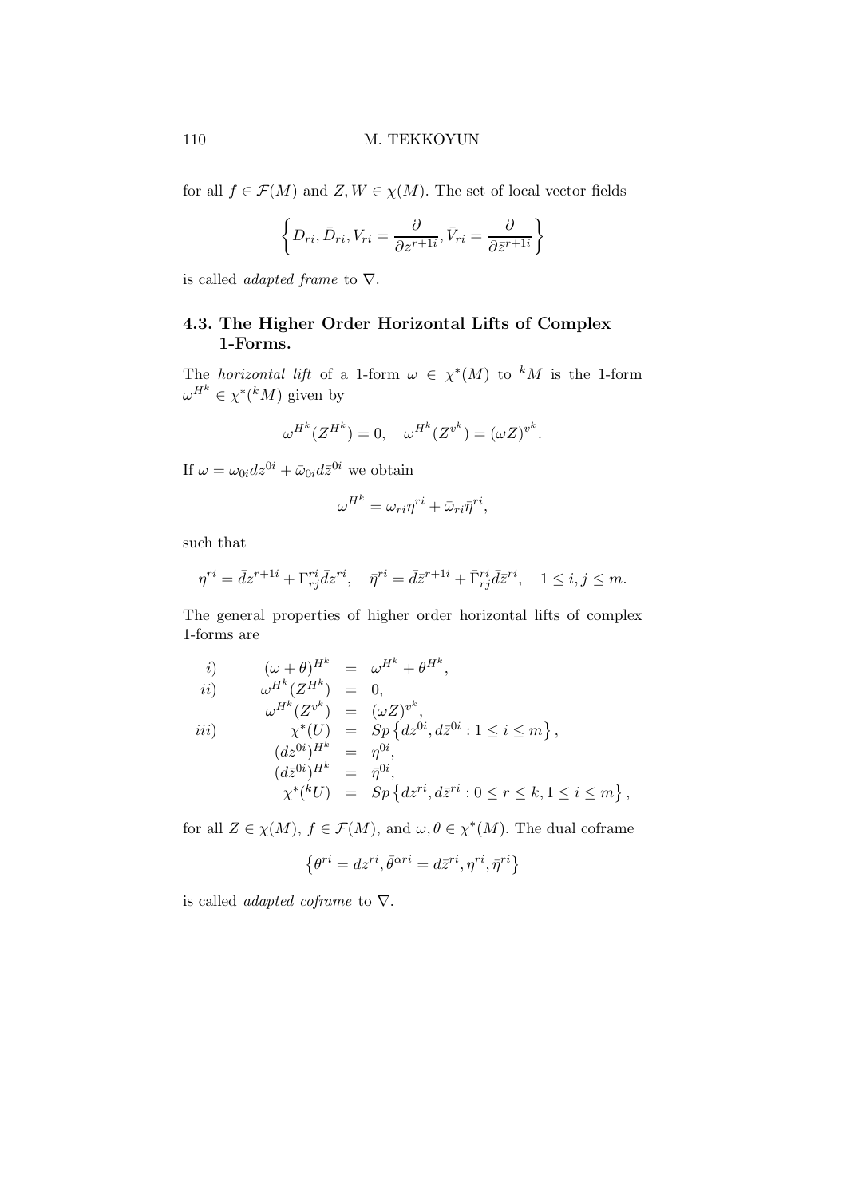for all $f \in \mathcal{F}(M)$ and $Z, W \in \chi(M)$. The set of local vector fields

$$\left\{ D_{ri}, \bar{D}_{ri}, V_{ri} = \frac{\partial}{\partial z^{r+1i}}, \bar{V}_{ri} = \frac{\partial}{\partial \bar{z}^{r+1i}} \right\}$$

is called *adapted frame* to $\nabla$.

### 4.3. The Higher Order Horizontal Lifts of Complex 1-Forms.

The *horizontal lift* of a 1-form $\omega \in \chi^*(M)$ to ${}^kM$ is the 1-form $\omega^{H^k} \in \chi^*({}^kM)$ given by

$$\omega^{H^k}(Z^{H^k}) = 0, \quad \omega^{H^k}(Z^{v^k}) = (\omega Z)^{v^k}.$$

If $\omega = \omega_{0i} dz^{0i} + \bar{\omega}_{0i} d\bar{z}^{0i}$ we obtain

$$\omega^{H^k} = \omega_{ri} \eta^{ri} + \bar{\omega}_{ri} \bar{\eta}^{ri},$$

such that

$$\eta^{ri} = \bar{d}z^{r+1i} + \Gamma^{ri}_{rj} \bar{d}z^{ri}, \quad \bar{\eta}^{ri} = \bar{d}\bar{z}^{r+1i} + \bar{\Gamma}^{ri}_{rj} \bar{d}\bar{z}^{ri}, \quad 1 \leq i, j \leq m.$$

The general properties of higher order horizontal lifts of complex 1-forms are

$$\begin{array}{llcl}
i) & (\omega + \theta)^{H^k} & = & \omega^{H^k} + \theta^{H^k}, \\
ii) & \omega^{H^k}(Z^{H^k}) & = & 0, \\
 & \omega^{H^k}(Z^{v^k}) & = & (\omega Z)^{v^k}, \\
iii) & \chi^*(U) & = & Sp\left\{ dz^{0i}, d\bar{z}^{0i} : 1 \leq i \leq m \right\}, \\
 & (dz^{0i})^{H^k} & = & \eta^{0i}, \\
 & (d\bar{z}^{0i})^{H^k} & = & \bar{\eta}^{0i}, \\
 & \chi^*({}^kU) & = & Sp\left\{ dz^{ri}, d\bar{z}^{ri} : 0 \leq r \leq k, 1 \leq i \leq m \right\},
\end{array}$$

for all $Z \in \chi(M)$, $f \in \mathcal{F}(M)$, and $\omega, \theta \in \chi^*(M)$. The dual coframe

$$\left\{ \theta^{ri} = dz^{ri}, \bar{\theta}^{\alpha ri} = d\bar{z}^{ri}, \eta^{ri}, \bar{\eta}^{ri} \right\}$$

is called *adapted coframe* to $\nabla$.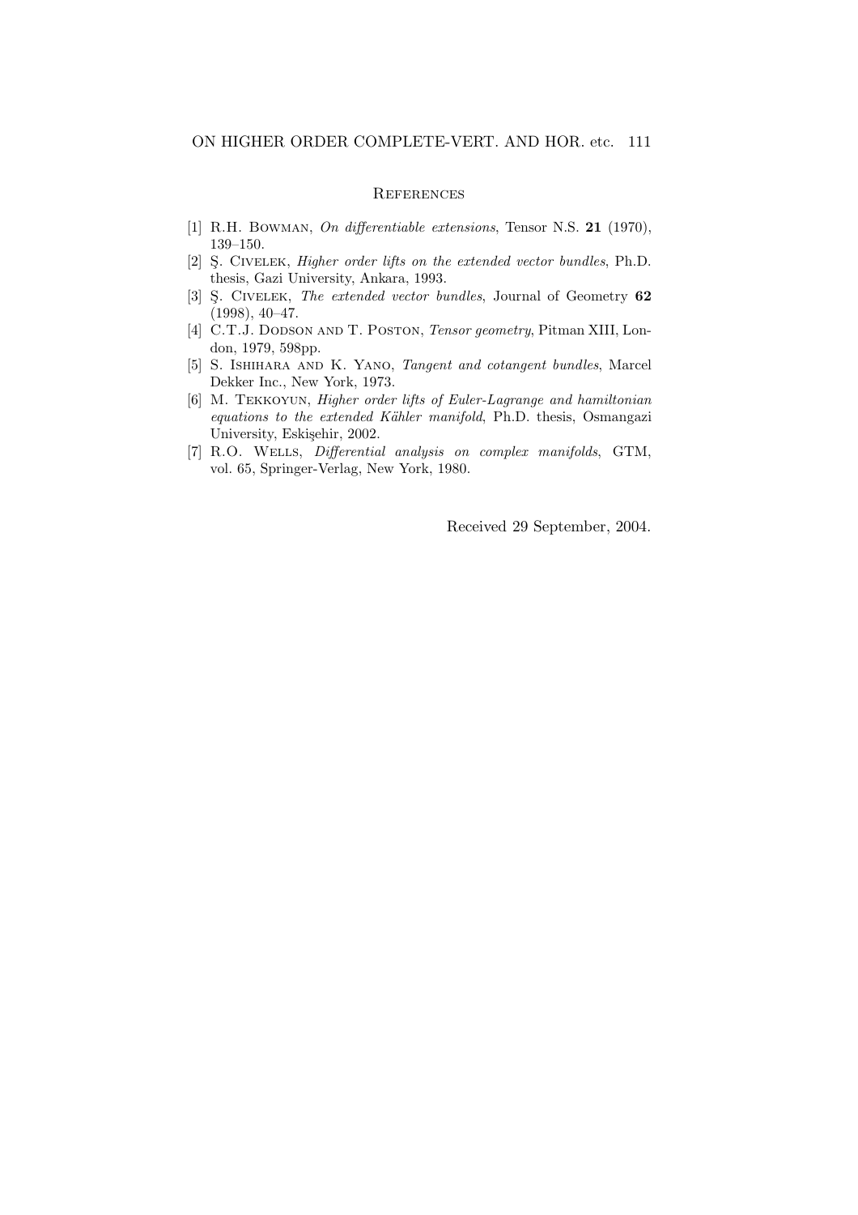## References

[1] R.H. Bowman, *On differentiable extensions*, Tensor N.S. **21** (1970), 139–150.

[2] Ş. Civelek, *Higher order lifts on the extended vector bundles*, Ph.D. thesis, Gazi University, Ankara, 1993.

[3] Ş. Civelek, *The extended vector bundles*, Journal of Geometry **62** (1998), 40–47.

[4] C.T.J. Dodson and T. Poston, *Tensor geometry*, Pitman XIII, London, 1979, 598pp.

[5] S. Ishihara and K. Yano, *Tangent and cotangent bundles*, Marcel Dekker Inc., New York, 1973.

[6] M. Tekkoyun, *Higher order lifts of Euler-Lagrange and hamiltonian equations to the extended Kähler manifold*, Ph.D. thesis, Osmangazi University, Eskişehir, 2002.

[7] R.O. Wells, *Differential analysis on complex manifolds*, GTM, vol. 65, Springer-Verlag, New York, 1980.

Received 29 September, 2004.